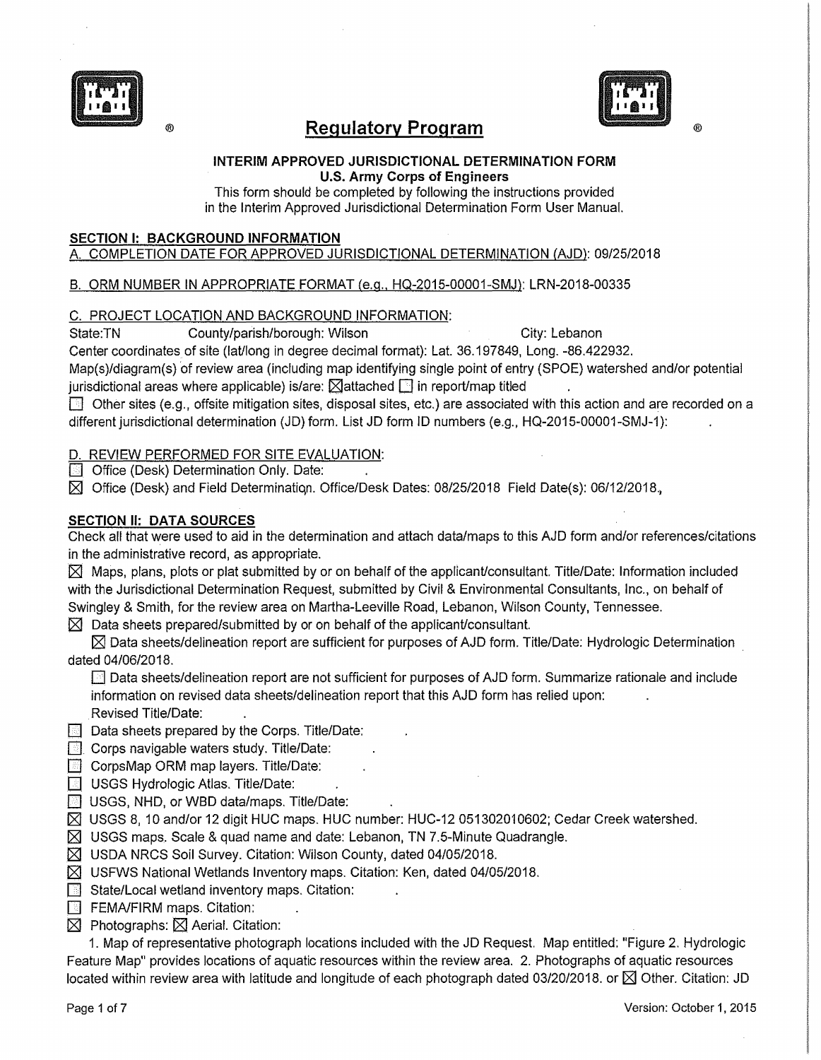# Regulatory Program

**INTERIM APPROVED JURISDICTIONAL DETERMINATION FORM**
**U.S. Army Corps of Engineers**

This form should be completed by following the instructions provided in the Interim Approved Jurisdictional Determination Form User Manual.

## SECTION I: BACKGROUND INFORMATION

A. COMPLETION DATE FOR APPROVED JURISDICTIONAL DETERMINATION (AJD): 09/25/2018

B. ORM NUMBER IN APPROPRIATE FORMAT (e.g., HQ-2015-00001-SMJ): LRN-2018-00335

C. PROJECT LOCATION AND BACKGROUND INFORMATION:

State:TN County/parish/borough: Wilson City: Lebanon

Center coordinates of site (lat/long in degree decimal format): Lat. 36.197849, Long. -86.422932.

Map(s)/diagram(s) of review area (including map identifying single point of entry (SPOE) watershed and/or potential jurisdictional areas where applicable) is/are: ☒attached ☐ in report/map titled .

☐ Other sites (e.g., offsite mitigation sites, disposal sites, etc.) are associated with this action and are recorded on a different jurisdictional determination (JD) form. List JD form ID numbers (e.g., HQ-2015-00001-SMJ-1): .

D. REVIEW PERFORMED FOR SITE EVALUATION:

☐ Office (Desk) Determination Only. Date: .

☒ Office (Desk) and Field Determination. Office/Desk Dates: 08/25/2018 Field Date(s): 06/12/2018.

## SECTION II: DATA SOURCES

Check all that were used to aid in the determination and attach data/maps to this AJD form and/or references/citations in the administrative record, as appropriate.

☒ Maps, plans, plots or plat submitted by or on behalf of the applicant/consultant. Title/Date: Information included with the Jurisdictional Determination Request, submitted by Civil & Environmental Consultants, Inc., on behalf of Swingley & Smith, for the review area on Martha-Leeville Road, Lebanon, Wilson County, Tennessee.

☒ Data sheets prepared/submitted by or on behalf of the applicant/consultant.

☒ Data sheets/delineation report are sufficient for purposes of AJD form. Title/Date: Hydrologic Determination dated 04/06/2018.

☐ Data sheets/delineation report are not sufficient for purposes of AJD form. Summarize rationale and include information on revised data sheets/delineation report that this AJD form has relied upon: .
Revised Title/Date: .

☐ Data sheets prepared by the Corps. Title/Date: .

☐ Corps navigable waters study. Title/Date: .

☐ CorpsMap ORM map layers. Title/Date: .

☐ USGS Hydrologic Atlas. Title/Date: .

☐ USGS, NHD, or WBD data/maps. Title/Date: .

☒ USGS 8, 10 and/or 12 digit HUC maps. HUC number: HUC-12 051302010602; Cedar Creek watershed.

☒ USGS maps. Scale & quad name and date: Lebanon, TN 7.5-Minute Quadrangle.

☒ USDA NRCS Soil Survey. Citation: Wilson County, dated 04/05/2018.

☒ USFWS National Wetlands Inventory maps. Citation: Ken, dated 04/05/2018.

☐ State/Local wetland inventory maps. Citation: .

☐ FEMA/FIRM maps. Citation: .

☒ Photographs: ☒ Aerial. Citation:

1. Map of representative photograph locations included with the JD Request. Map entitled: "Figure 2. Hydrologic Feature Map" provides locations of aquatic resources within the review area. 2. Photographs of aquatic resources located within review area with latitude and longitude of each photograph dated 03/20/2018. or ☒ Other. Citation: JD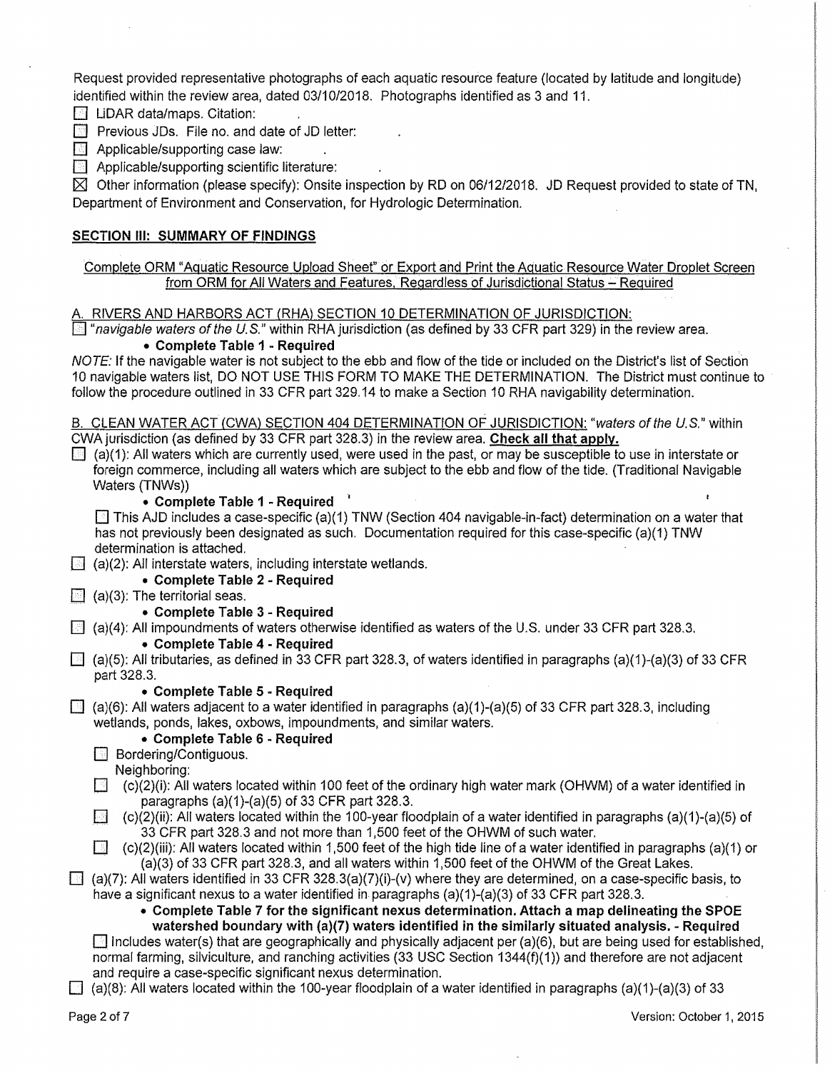Request provided representative photographs of each aquatic resource feature (located by latitude and longitude) identified within the review area, dated 03/10/2018. Photographs identified as 3 and 11.

☐ LiDAR data/maps. Citation:

☐ Previous JDs. File no. and date of JD letter:

☐ Applicable/supporting case law:

☐ Applicable/supporting scientific literature:

☒ Other information (please specify): Onsite inspection by RD on 06/12/2018. JD Request provided to state of TN, Department of Environment and Conservation, for Hydrologic Determination.

## SECTION III: SUMMARY OF FINDINGS

Complete ORM "Aquatic Resource Upload Sheet" or Export and Print the Aquatic Resource Water Droplet Screen from ORM for All Waters and Features, Regardless of Jurisdictional Status – Required

A. RIVERS AND HARBORS ACT (RHA) SECTION 10 DETERMINATION OF JURISDICTION:

☐ "*navigable waters of the U.S.*" within RHA jurisdiction (as defined by 33 CFR part 329) in the review area.

- **Complete Table 1 - Required**

*NOTE:* If the navigable water is not subject to the ebb and flow of the tide or included on the District's list of Section 10 navigable waters list, DO NOT USE THIS FORM TO MAKE THE DETERMINATION. The District must continue to follow the procedure outlined in 33 CFR part 329.14 to make a Section 10 RHA navigability determination.

B. CLEAN WATER ACT (CWA) SECTION 404 DETERMINATION OF JURISDICTION: "*waters of the U.S.*" within CWA jurisdiction (as defined by 33 CFR part 328.3) in the review area. **Check all that apply.**

☐ (a)(1): All waters which are currently used, were used in the past, or may be susceptible to use in interstate or foreign commerce, including all waters which are subject to the ebb and flow of the tide. (Traditional Navigable Waters (TNWs))

- **Complete Table 1 - Required**

☐ This AJD includes a case-specific (a)(1) TNW (Section 404 navigable-in-fact) determination on a water that has not previously been designated as such. Documentation required for this case-specific (a)(1) TNW determination is attached.

☐ (a)(2): All interstate waters, including interstate wetlands.

- **Complete Table 2 - Required**

☐ (a)(3): The territorial seas.

- **Complete Table 3 - Required**

☐ (a)(4): All impoundments of waters otherwise identified as waters of the U.S. under 33 CFR part 328.3.

- **Complete Table 4 - Required**

☐ (a)(5): All tributaries, as defined in 33 CFR part 328.3, of waters identified in paragraphs (a)(1)-(a)(3) of 33 CFR part 328.3.

- **Complete Table 5 - Required**

☐ (a)(6): All waters adjacent to a water identified in paragraphs (a)(1)-(a)(5) of 33 CFR part 328.3, including wetlands, ponds, lakes, oxbows, impoundments, and similar waters.

- **Complete Table 6 - Required**

☐ Bordering/Contiguous.

Neighboring:

☐ (c)(2)(i): All waters located within 100 feet of the ordinary high water mark (OHWM) of a water identified in paragraphs (a)(1)-(a)(5) of 33 CFR part 328.3.

☐ (c)(2)(ii): All waters located within the 100-year floodplain of a water identified in paragraphs (a)(1)-(a)(5) of 33 CFR part 328.3 and not more than 1,500 feet of the OHWM of such water.

☐ (c)(2)(iii): All waters located within 1,500 feet of the high tide line of a water identified in paragraphs (a)(1) or (a)(3) of 33 CFR part 328.3, and all waters within 1,500 feet of the OHWM of the Great Lakes.

☐ (a)(7): All waters identified in 33 CFR 328.3(a)(7)(i)-(v) where they are determined, on a case-specific basis, to have a significant nexus to a water identified in paragraphs (a)(1)-(a)(3) of 33 CFR part 328.3.

- **Complete Table 7 for the significant nexus determination. Attach a map delineating the SPOE watershed boundary with (a)(7) waters identified in the similarly situated analysis. - Required**

☐ Includes water(s) that are geographically and physically adjacent per (a)(6), but are being used for established, normal farming, silviculture, and ranching activities (33 USC Section 1344(f)(1)) and therefore are not adjacent and require a case-specific significant nexus determination.

☐ (a)(8): All waters located within the 100-year floodplain of a water identified in paragraphs (a)(1)-(a)(3) of 33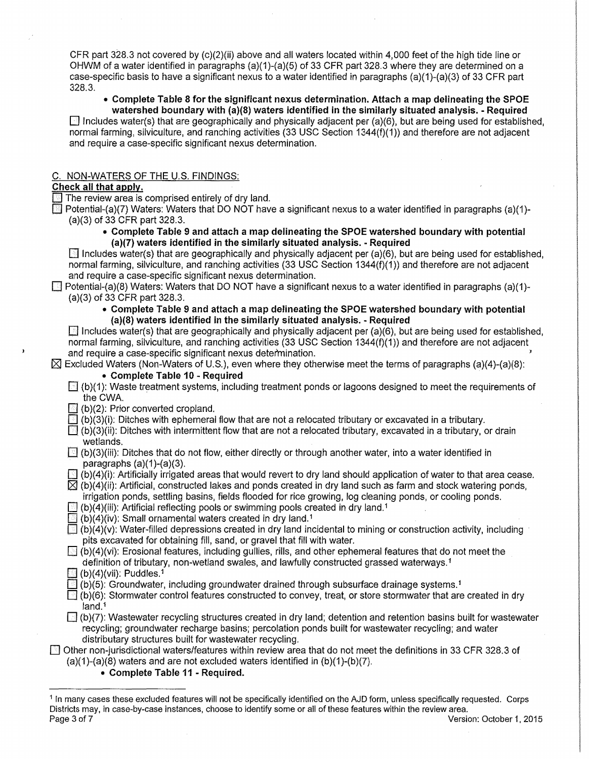CFR part 328.3 not covered by (c)(2)(ii) above and all waters located within 4,000 feet of the high tide line or OHWM of a water identified in paragraphs (a)(1)-(a)(5) of 33 CFR part 328.3 where they are determined on a case-specific basis to have a significant nexus to a water identified in paragraphs (a)(1)-(a)(3) of 33 CFR part 328.3.

- **Complete Table 8 for the significant nexus determination. Attach a map delineating the SPOE watershed boundary with (a)(8) waters identified in the similarly situated analysis. - Required**

☐ Includes water(s) that are geographically and physically adjacent per (a)(6), but are being used for established, normal farming, silviculture, and ranching activities (33 USC Section 1344(f)(1)) and therefore are not adjacent and require a case-specific significant nexus determination.

## C. NON-WATERS OF THE U.S. FINDINGS:

**Check all that apply.**

☐ The review area is comprised entirely of dry land.

☐ Potential-(a)(7) Waters: Waters that DO NOT have a significant nexus to a water identified in paragraphs (a)(1)-(a)(3) of 33 CFR part 328.3.

- **Complete Table 9 and attach a map delineating the SPOE watershed boundary with potential (a)(7) waters identified in the similarly situated analysis. - Required**

☐ Includes water(s) that are geographically and physically adjacent per (a)(6), but are being used for established, normal farming, silviculture, and ranching activities (33 USC Section 1344(f)(1)) and therefore are not adjacent and require a case-specific significant nexus determination.

☐ Potential-(a)(8) Waters: Waters that DO NOT have a significant nexus to a water identified in paragraphs (a)(1)-(a)(3) of 33 CFR part 328.3.

- **Complete Table 9 and attach a map delineating the SPOE watershed boundary with potential (a)(8) waters identified in the similarly situated analysis. - Required**

☐ Includes water(s) that are geographically and physically adjacent per (a)(6), but are being used for established, normal farming, silviculture, and ranching activities (33 USC Section 1344(f)(1)) and therefore are not adjacent and require a case-specific significant nexus determination.

☒ Excluded Waters (Non-Waters of U.S.), even where they otherwise meet the terms of paragraphs (a)(4)-(a)(8):

- **Complete Table 10 - Required**

☐ (b)(1): Waste treatment systems, including treatment ponds or lagoons designed to meet the requirements of the CWA.

☐ (b)(2): Prior converted cropland.

☐ (b)(3)(i): Ditches with ephemeral flow that are not a relocated tributary or excavated in a tributary.

☐ (b)(3)(ii): Ditches with intermittent flow that are not a relocated tributary, excavated in a tributary, or drain wetlands.

☐ (b)(3)(iii): Ditches that do not flow, either directly or through another water, into a water identified in paragraphs (a)(1)-(a)(3).

☐ (b)(4)(i): Artificially irrigated areas that would revert to dry land should application of water to that area cease.

☒ (b)(4)(ii): Artificial, constructed lakes and ponds created in dry land such as farm and stock watering ponds, irrigation ponds, settling basins, fields flooded for rice growing, log cleaning ponds, or cooling ponds.

☐ (b)(4)(iii): Artificial reflecting pools or swimming pools created in dry land.[1]

☐ (b)(4)(iv): Small ornamental waters created in dry land.[1]

☐ (b)(4)(v): Water-filled depressions created in dry land incidental to mining or construction activity, including pits excavated for obtaining fill, sand, or gravel that fill with water.

☐ (b)(4)(vi): Erosional features, including gullies, rills, and other ephemeral features that do not meet the definition of tributary, non-wetland swales, and lawfully constructed grassed waterways.[1]

☐ (b)(4)(vii): Puddles.[1]

☐ (b)(5): Groundwater, including groundwater drained through subsurface drainage systems.[1]

☐ (b)(6): Stormwater control features constructed to convey, treat, or store stormwater that are created in dry land.[1]

☐ (b)(7): Wastewater recycling structures created in dry land; detention and retention basins built for wastewater recycling; groundwater recharge basins; percolation ponds built for wastewater recycling; and water distributary structures built for wastewater recycling.

☐ Other non-jurisdictional waters/features within review area that do not meet the definitions in 33 CFR 328.3 of (a)(1)-(a)(8) waters and are not excluded waters identified in (b)(1)-(b)(7).

- **Complete Table 11 - Required.**

---

[1] In many cases these excluded features will not be specifically identified on the AJD form, unless specifically requested. Corps Districts may, in case-by-case instances, choose to identify some or all of these features within the review area.

Version: October 1, 2015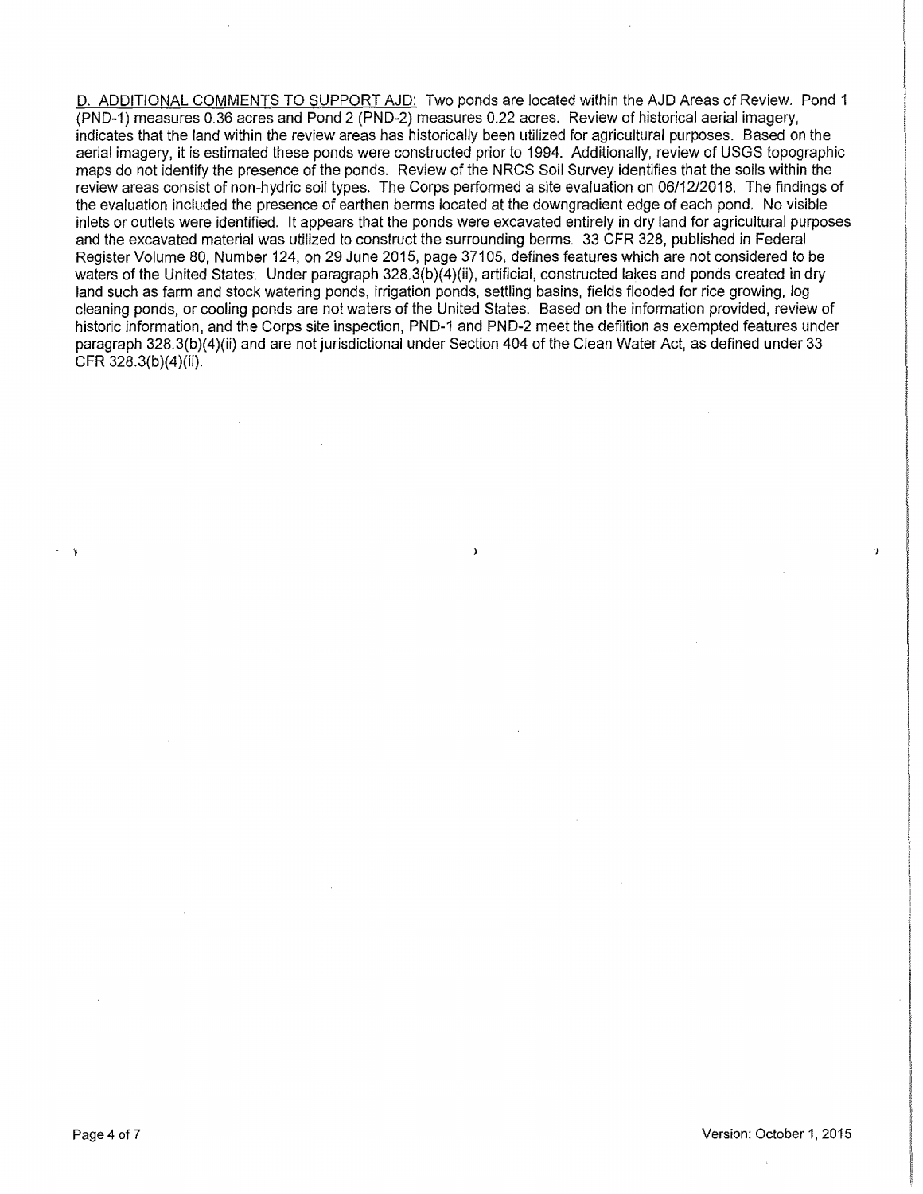<u>D. ADDITIONAL COMMENTS TO SUPPORT AJD:</u> Two ponds are located within the AJD Areas of Review. Pond 1 (PND-1) measures 0.36 acres and Pond 2 (PND-2) measures 0.22 acres. Review of historical aerial imagery, indicates that the land within the review areas has historically been utilized for agricultural purposes. Based on the aerial imagery, it is estimated these ponds were constructed prior to 1994. Additionally, review of USGS topographic maps do not identify the presence of the ponds. Review of the NRCS Soil Survey identifies that the soils within the review areas consist of non-hydric soil types. The Corps performed a site evaluation on 06/12/2018. The findings of the evaluation included the presence of earthen berms located at the downgradient edge of each pond. No visible inlets or outlets were identified. It appears that the ponds were excavated entirely in dry land for agricultural purposes and the excavated material was utilized to construct the surrounding berms. 33 CFR 328, published in Federal Register Volume 80, Number 124, on 29 June 2015, page 37105, defines features which are not considered to be waters of the United States. Under paragraph 328.3(b)(4)(ii), artificial, constructed lakes and ponds created in dry land such as farm and stock watering ponds, irrigation ponds, settling basins, fields flooded for rice growing, log cleaning ponds, or cooling ponds are not waters of the United States. Based on the information provided, review of historic information, and the Corps site inspection, PND-1 and PND-2 meet the defiition as exempted features under paragraph 328.3(b)(4)(ii) and are not jurisdictional under Section 404 of the Clean Water Act, as defined under 33 CFR 328.3(b)(4)(ii).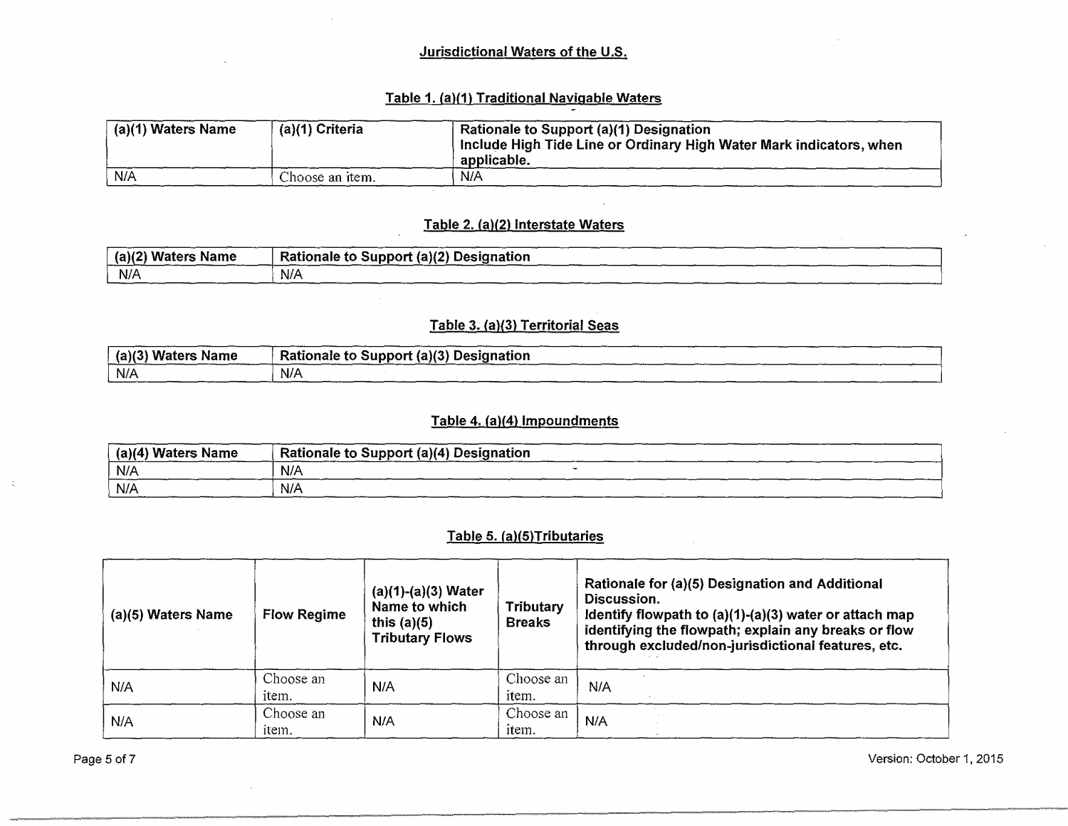## Jurisdictional Waters of the U.S.

### Table 1. (a)(1) Traditional Navigable Waters

| (a)(1) Waters Name | (a)(1) Criteria | Rationale to Support (a)(1) Designation Include High Tide Line or Ordinary High Water Mark indicators, when applicable. |
|---|---|---|
| N/A | Choose an item. | N/A |

### Table 2. (a)(2) Interstate Waters

| (a)(2) Waters Name | Rationale to Support (a)(2) Designation |
|---|---|
| N/A | N/A |

### Table 3. (a)(3) Territorial Seas

| (a)(3) Waters Name | Rationale to Support (a)(3) Designation |
|---|---|
| N/A | N/A |

### Table 4. (a)(4) Impoundments

| (a)(4) Waters Name | Rationale to Support (a)(4) Designation |
|---|---|
| N/A | N/A |
| N/A | N/A |

### Table 5. (a)(5)Tributaries

| (a)(5) Waters Name | Flow Regime | (a)(1)-(a)(3) Water Name to which this (a)(5) Tributary Flows | Tributary Breaks | Rationale for (a)(5) Designation and Additional Discussion. Identify flowpath to (a)(1)-(a)(3) water or attach map identifying the flowpath; explain any breaks or flow through excluded/non-jurisdictional features, etc. |
|---|---|---|---|---|
| N/A | Choose an item. | N/A | Choose an item. | N/A |
| N/A | Choose an item. | N/A | Choose an item. | N/A |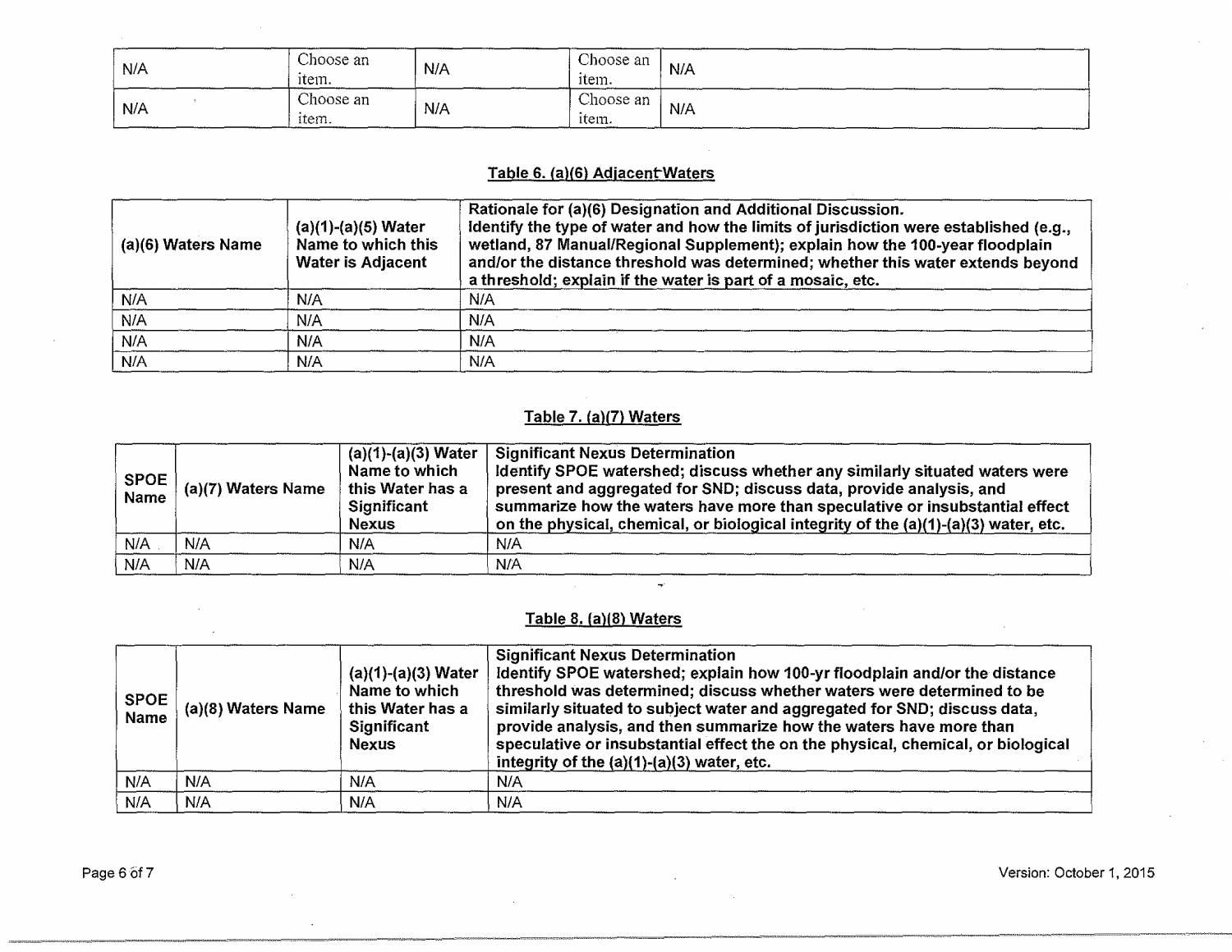| N/A | Choose an item. | N/A | Choose an item. | N/A |
|---|---|---|---|---|
| N/A | Choose an item. | N/A | Choose an item. | N/A |

**Table 6. (a)(6) Adjacent Waters**

| (a)(6) Waters Name | (a)(1)-(a)(5) Water Name to which this Water is Adjacent | Rationale for (a)(6) Designation and Additional Discussion. Identify the type of water and how the limits of jurisdiction were established (e.g., wetland, 87 Manual/Regional Supplement); explain how the 100-year floodplain and/or the distance threshold was determined; whether this water extends beyond a threshold; explain if the water is part of a mosaic, etc. |
|---|---|---|
| N/A | N/A | N/A |
| N/A | N/A | N/A |
| N/A | N/A | N/A |
| N/A | N/A | N/A |

**Table 7. (a)(7) Waters**

| SPOE Name | (a)(7) Waters Name | (a)(1)-(a)(3) Water Name to which this Water has a Significant Nexus | Significant Nexus Determination Identify SPOE watershed; discuss whether any similarly situated waters were present and aggregated for SND; discuss data, provide analysis, and summarize how the waters have more than speculative or insubstantial effect on the physical, chemical, or biological integrity of the (a)(1)-(a)(3) water, etc. |
|---|---|---|---|
| N/A | N/A | N/A | N/A |
| N/A | N/A | N/A | N/A |

**Table 8. (a)(8) Waters**

| SPOE Name | (a)(8) Waters Name | (a)(1)-(a)(3) Water Name to which this Water has a Significant Nexus | Significant Nexus Determination Identify SPOE watershed; explain how 100-yr floodplain and/or the distance threshold was determined; discuss whether waters were determined to be similarly situated to subject water and aggregated for SND; discuss data, provide analysis, and then summarize how the waters have more than speculative or insubstantial effect the on the physical, chemical, or biological integrity of the (a)(1)-(a)(3) water, etc. |
|---|---|---|---|
| N/A | N/A | N/A | N/A |
| N/A | N/A | N/A | N/A |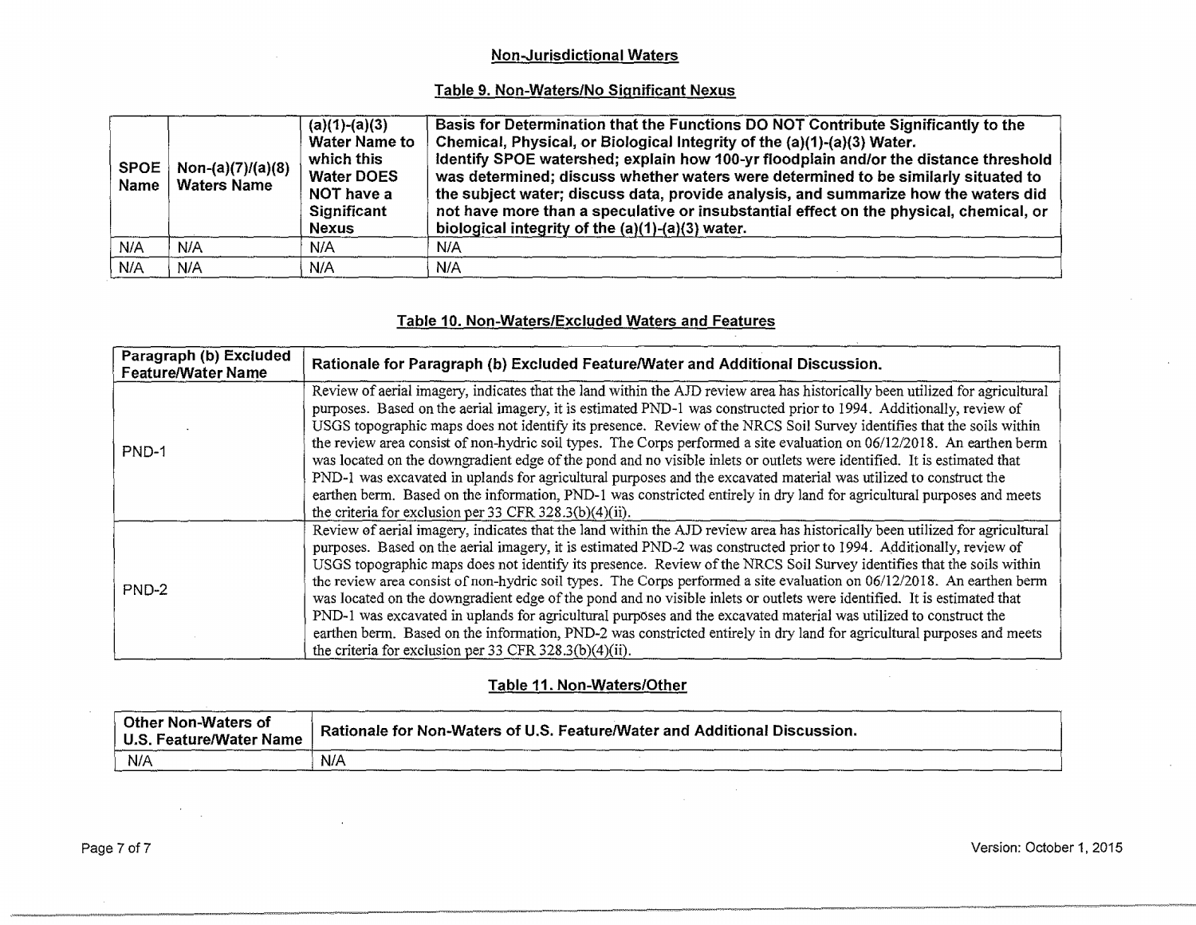## Non-Jurisdictional Waters

### Table 9. Non-Waters/No Significant Nexus

| SPOE Name | Non-(a)(7)/(a)(8) Waters Name | (a)(1)-(a)(3) Water Name to which this Water DOES NOT have a Significant Nexus | Basis for Determination that the Functions DO NOT Contribute Significantly to the Chemical, Physical, or Biological Integrity of the (a)(1)-(a)(3) Water. Identify SPOE watershed; explain how 100-yr floodplain and/or the distance threshold was determined; discuss whether waters were determined to be similarly situated to the subject water; discuss data, provide analysis, and summarize how the waters did not have more than a speculative or insubstantial effect on the physical, chemical, or biological integrity of the (a)(1)-(a)(3) water. |
|---|---|---|---|
| N/A | N/A | N/A | N/A |
| N/A | N/A | N/A | N/A |

### Table 10. Non-Waters/Excluded Waters and Features

| Paragraph (b) Excluded Feature/Water Name | Rationale for Paragraph (b) Excluded Feature/Water and Additional Discussion. |
|---|---|
| PND-1 | Review of aerial imagery, indicates that the land within the AJD review area has historically been utilized for agricultural purposes. Based on the aerial imagery, it is estimated PND-1 was constructed prior to 1994. Additionally, review of USGS topographic maps does not identify its presence. Review of the NRCS Soil Survey identifies that the soils within the review area consist of non-hydric soil types. The Corps performed a site evaluation on 06/12/2018. An earthen berm was located on the downgradient edge of the pond and no visible inlets or outlets were identified. It is estimated that PND-1 was excavated in uplands for agricultural purposes and the excavated material was utilized to construct the earthen berm. Based on the information, PND-1 was constricted entirely in dry land for agricultural purposes and meets the criteria for exclusion per 33 CFR 328.3(b)(4)(ii). |
| PND-2 | Review of aerial imagery, indicates that the land within the AJD review area has historically been utilized for agricultural purposes. Based on the aerial imagery, it is estimated PND-2 was constructed prior to 1994. Additionally, review of USGS topographic maps does not identify its presence. Review of the NRCS Soil Survey identifies that the soils within the review area consist of non-hydric soil types. The Corps performed a site evaluation on 06/12/2018. An earthen berm was located on the downgradient edge of the pond and no visible inlets or outlets were identified. It is estimated that PND-1 was excavated in uplands for agricultural purposes and the excavated material was utilized to construct the earthen berm. Based on the information, PND-2 was constricted entirely in dry land for agricultural purposes and meets the criteria for exclusion per 33 CFR 328.3(b)(4)(ii). |

### Table 11. Non-Waters/Other

| Other Non-Waters of U.S. Feature/Water Name | Rationale for Non-Waters of U.S. Feature/Water and Additional Discussion. |
|---|---|
| N/A | N/A |